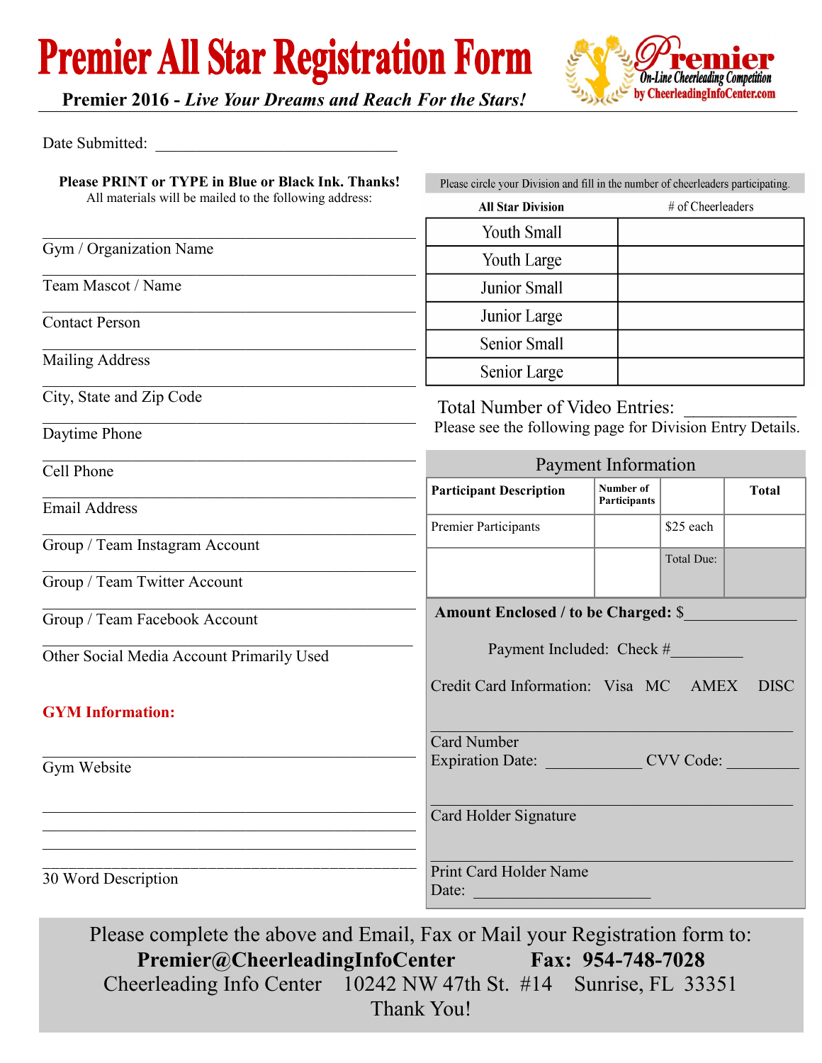# Premier All Star Registration Form

**Premier 2016 - *Live Your Dreams and Reach For the Stars!***

Premier
On-Line Cheerleading Competition
by CheerleadingInfoCenter.com

Date Submitted: ______________________________

**Please PRINT or TYPE in Blue or Black Ink. Thanks!**
All materials will be mailed to the following address:

______________________________________________
Gym / Organization Name

______________________________________________
Team Mascot / Name

______________________________________________
Contact Person

______________________________________________
Mailing Address

______________________________________________
City, State and Zip Code

______________________________________________
Daytime Phone

______________________________________________
Cell Phone

______________________________________________
Email Address

______________________________________________
Group / Team Instagram Account

______________________________________________
Group / Team Twitter Account

______________________________________________
Group / Team Facebook Account

______________________________________________
Other Social Media Account Primarily Used

**GYM Information:**

______________________________________________
Gym Website

______________________________________________
______________________________________________
______________________________________________
______________________________________________
30 Word Description

Please circle your Division and fill in the number of cheerleaders participating.

| All Star Division | # of Cheerleaders |
|---|---|
| Youth Small | |
| Youth Large | |
| Junior Small | |
| Junior Large | |
| Senior Small | |
| Senior Large | |

Total Number of Video Entries: ____________
Please see the following page for Division Entry Details.

## Payment Information

| Participant Description | Number of Participants | | Total |
|---|---|---|---|
| Premier Participants | | $25 each | |
| | | Total Due: | |

**Amount Enclosed / to be Charged:** $______________

Payment Included: Check #_________

Credit Card Information: Visa MC AMEX DISC

______________________________________________
Card Number

Expiration Date: ____________ CVV Code: _________

______________________________________________
Card Holder Signature

______________________________________________
Print Card Holder Name

Date: ______________________

Please complete the above and Email, Fax or Mail your Registration form to:
**Premier@CheerleadingInfoCenter** **Fax: 954-748-7028**
Cheerleading Info Center 10242 NW 47th St. #14 Sunrise, FL 33351
Thank You!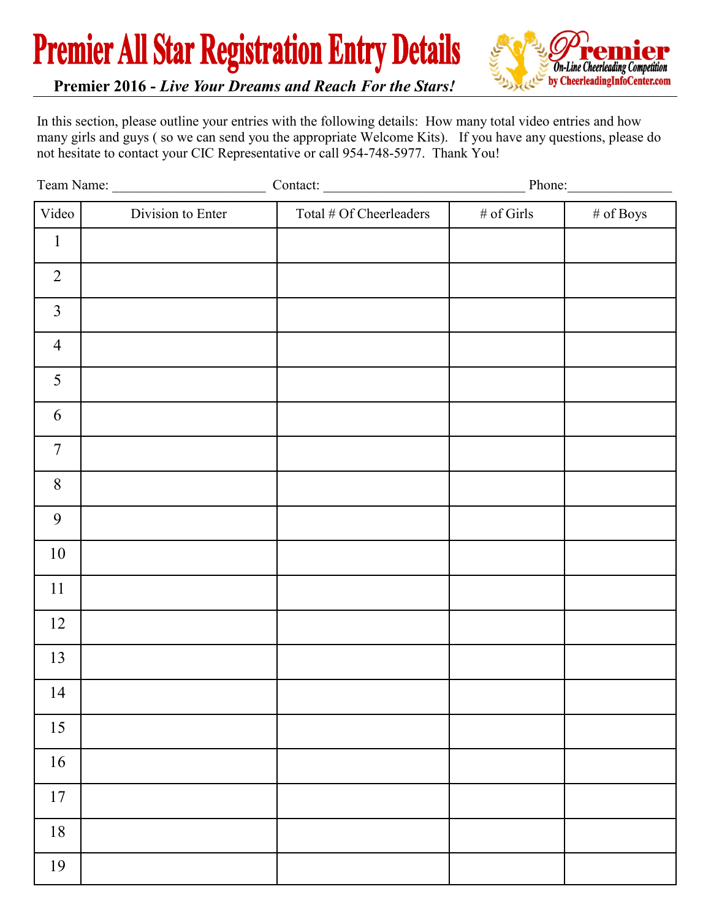# Premier All Star Registration Entry Details

**Premier 2016 - *Live Your Dreams and Reach For the Stars!***

Premier On-Line Cheerleading Competition by CheerleadingInfoCenter.com

In this section, please outline your entries with the following details: How many total video entries and how many girls and guys ( so we can send you the appropriate Welcome Kits). If you have any questions, please do not hesitate to contact your CIC Representative or call 954-748-5977. Thank You!

Team Name: ______________________ Contact: _____________________________ Phone:_______________

| Video | Division to Enter | Total # Of Cheerleaders | # of Girls | # of Boys |
|---|---|---|---|---|
| 1 | | | | |
| 2 | | | | |
| 3 | | | | |
| 4 | | | | |
| 5 | | | | |
| 6 | | | | |
| 7 | | | | |
| 8 | | | | |
| 9 | | | | |
| 10 | | | | |
| 11 | | | | |
| 12 | | | | |
| 13 | | | | |
| 14 | | | | |
| 15 | | | | |
| 16 | | | | |
| 17 | | | | |
| 18 | | | | |
| 19 | | | | |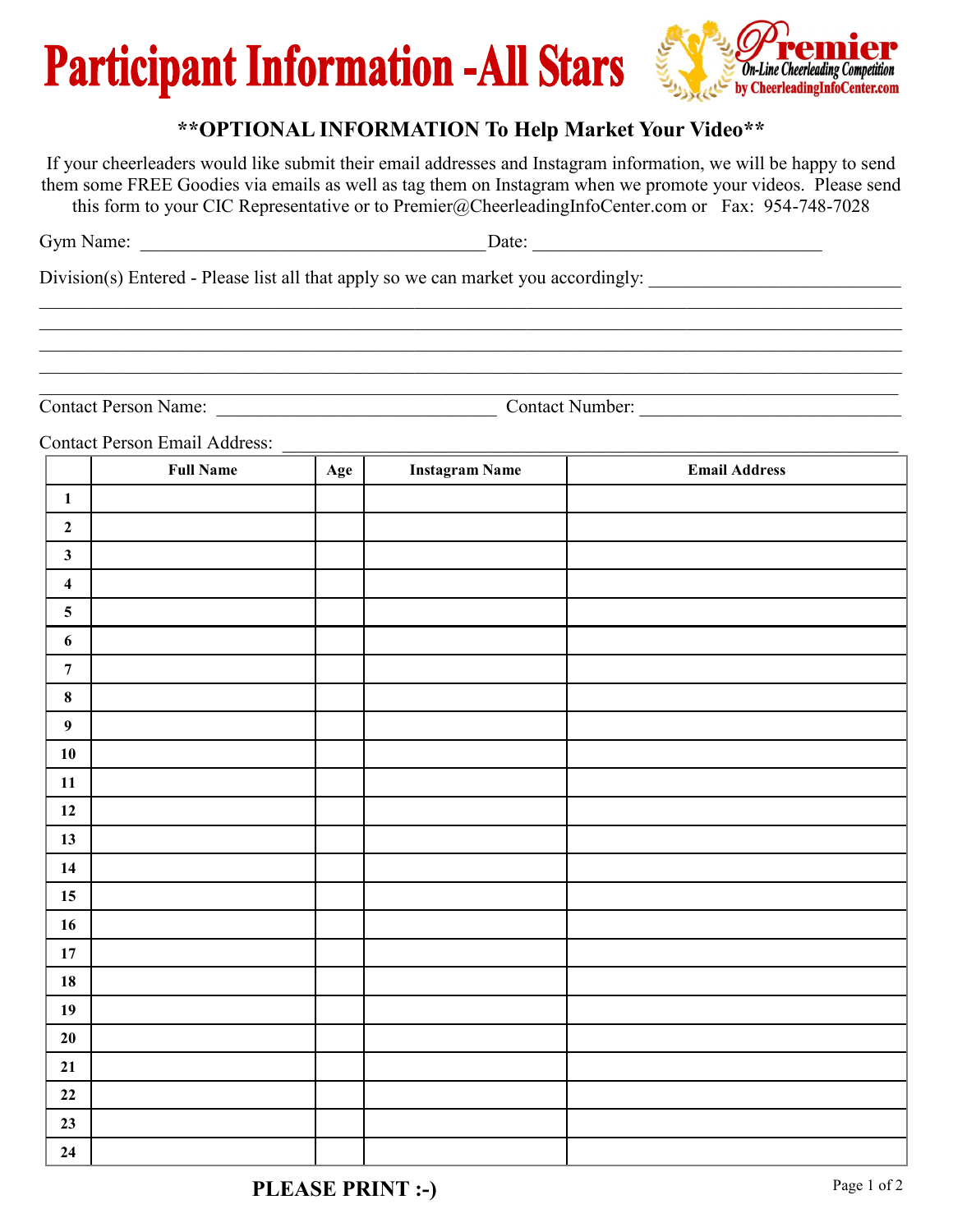# Participant Information -All Stars

Premier On-Line Cheerleading Competition by CheerleadingInfoCenter.com

**\*\*OPTIONAL INFORMATION To Help Market Your Video\*\***

If your cheerleaders would like submit their email addresses and Instagram information, we will be happy to send them some FREE Goodies via emails as well as tag them on Instagram when we promote your videos. Please send this form to your CIC Representative or to Premier@CheerleadingInfoCenter.com or Fax: 954-748-7028

Gym Name: ___________________________________ Date: ______________________________

Division(s) Entered - Please list all that apply so we can market you accordingly: __________________________

______________________________________________________________________________

______________________________________________________________________________

______________________________________________________________________________

______________________________________________________________________________

______________________________________________________________________________

Contact Person Name: _____________________________ Contact Number: ___________________________

Contact Person Email Address: _________________________________________________________

| | Full Name | Age | Instagram Name | Email Address |
|---|---|---|---|---|
| 1 | | | | |
| 2 | | | | |
| 3 | | | | |
| 4 | | | | |
| 5 | | | | |
| 6 | | | | |
| 7 | | | | |
| 8 | | | | |
| 9 | | | | |
| 10 | | | | |
| 11 | | | | |
| 12 | | | | |
| 13 | | | | |
| 14 | | | | |
| 15 | | | | |
| 16 | | | | |
| 17 | | | | |
| 18 | | | | |
| 19 | | | | |
| 20 | | | | |
| 21 | | | | |
| 22 | | | | |
| 23 | | | | |
| 24 | | | | |

**PLEASE PRINT :-)**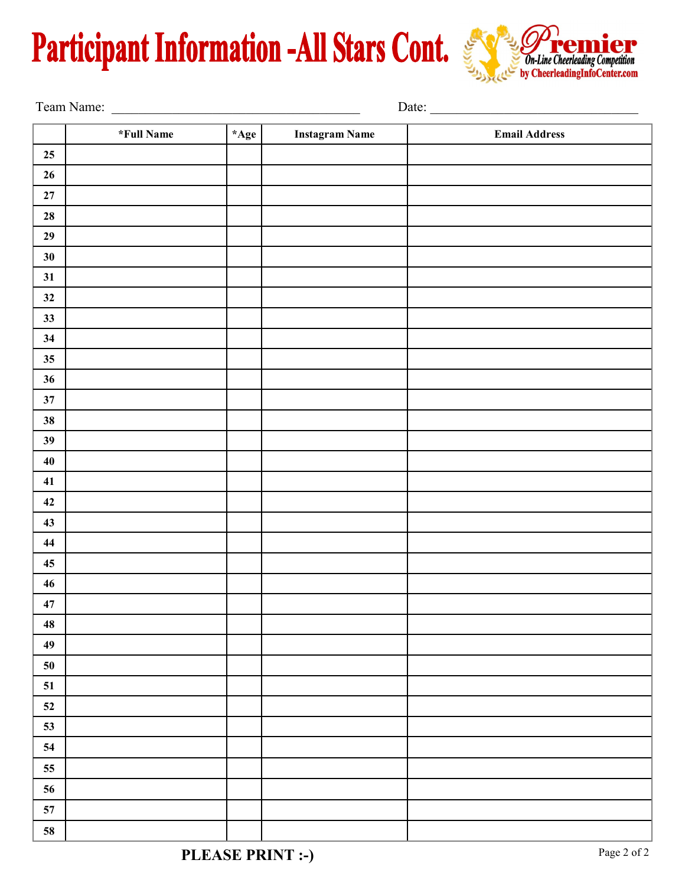# Participant Information -All Stars Cont.

Premier
On-Line Cheerleading Competition
by CheerleadingInfoCenter.com

Team Name: ___________________________________ Date: ______________________________

| | *Full Name | *Age | Instagram Name | Email Address |
|---|---|---|---|---|
| 25 | | | | |
| 26 | | | | |
| 27 | | | | |
| 28 | | | | |
| 29 | | | | |
| 30 | | | | |
| 31 | | | | |
| 32 | | | | |
| 33 | | | | |
| 34 | | | | |
| 35 | | | | |
| 36 | | | | |
| 37 | | | | |
| 38 | | | | |
| 39 | | | | |
| 40 | | | | |
| 41 | | | | |
| 42 | | | | |
| 43 | | | | |
| 44 | | | | |
| 45 | | | | |
| 46 | | | | |
| 47 | | | | |
| 48 | | | | |
| 49 | | | | |
| 50 | | | | |
| 51 | | | | |
| 52 | | | | |
| 53 | | | | |
| 54 | | | | |
| 55 | | | | |
| 56 | | | | |
| 57 | | | | |
| 58 | | | | |

**PLEASE PRINT :-)**